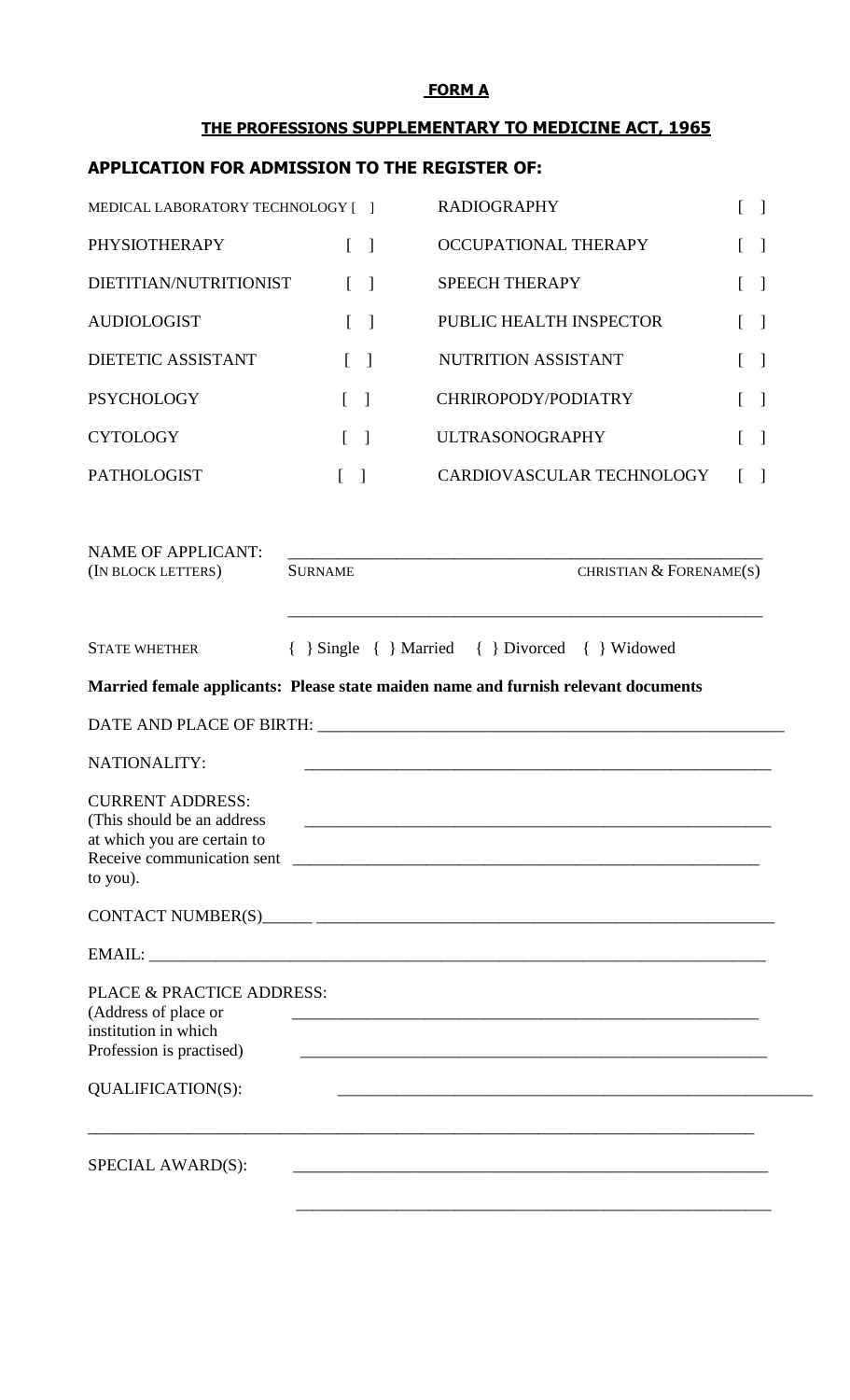**FORM A**

**THE PROFESSIONS SUPPLEMENTARY TO MEDICINE ACT, 1965**

## APPLICATION FOR ADMISSION TO THE REGISTER OF:

| | | | |
|---|---|---|---|
| MEDICAL LABORATORY TECHNOLOGY | [ ] | RADIOGRAPHY | [ ] |
| PHYSIOTHERAPY | [ ] | OCCUPATIONAL THERAPY | [ ] |
| DIETITIAN/NUTRITIONIST | [ ] | SPEECH THERAPY | [ ] |
| AUDIOLOGIST | [ ] | PUBLIC HEALTH INSPECTOR | [ ] |
| DIETETIC ASSISTANT | [ ] | NUTRITION ASSISTANT | [ ] |
| PSYCHOLOGY | [ ] | CHRIROPODY/PODIATRY | [ ] |
| CYTOLOGY | [ ] | ULTRASONOGRAPHY | [ ] |
| PATHOLOGIST | [ ] | CARDIOVASCULAR TECHNOLOGY | [ ] |

NAME OF APPLICANT: ________________________________________________________
(IN BLOCK LETTERS) SURNAME CHRISTIAN & FORENAME(S)

________________________________________________________

STATE WHETHER { } Single { } Married { } Divorced { } Widowed

**Married female applicants: Please state maiden name and furnish relevant documents**

DATE AND PLACE OF BIRTH: ________________________________________________________

NATIONALITY: ________________________________________________________

CURRENT ADDRESS:
(This should be an address at which you are certain to Receive communication sent to you). ________________________________________________________

________________________________________________________

CONTACT NUMBER(S)______ ________________________________________________________

EMAIL: ________________________________________________________

PLACE & PRACTICE ADDRESS:
(Address of place or institution in which Profession is practised) ________________________________________________________

________________________________________________________

QUALIFICATION(S): ________________________________________________________

________________________________________________________

SPECIAL AWARD(S): ________________________________________________________

________________________________________________________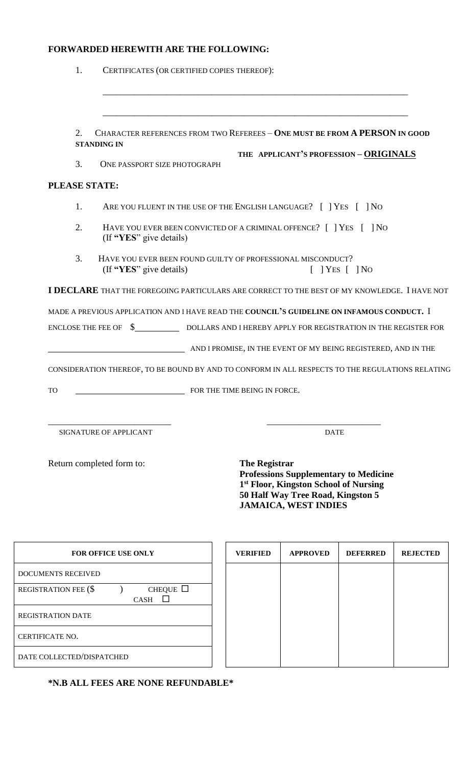**FORWARDED HEREWITH ARE THE FOLLOWING:**

1. CERTIFICATES (OR CERTIFIED COPIES THEREOF):

   \_\_\_\_\_\_\_\_\_\_\_\_\_\_\_\_\_\_\_\_\_\_\_\_\_\_\_\_\_\_\_\_\_\_\_\_\_\_\_\_\_\_\_\_\_\_\_\_\_\_\_\_\_\_\_\_\_\_\_\_

   \_\_\_\_\_\_\_\_\_\_\_\_\_\_\_\_\_\_\_\_\_\_\_\_\_\_\_\_\_\_\_\_\_\_\_\_\_\_\_\_\_\_\_\_\_\_\_\_\_\_\_\_\_\_\_\_\_\_\_\_

2. CHARACTER REFERENCES FROM TWO REFEREES – **ONE MUST BE FROM A PERSON IN GOOD STANDING IN THE APPLICANT'S PROFESSION – <u>ORIGINALS</u>**
3. ONE PASSPORT SIZE PHOTOGRAPH

**PLEASE STATE:**

1. ARE YOU FLUENT IN THE USE OF THE ENGLISH LANGUAGE? [ ] YES [ ] NO
2. HAVE YOU EVER BEEN CONVICTED OF A CRIMINAL OFFENCE? [ ] YES [ ] NO
   (If **"YES**" give details)
3. HAVE YOU EVER BEEN FOUND GUILTY OF PROFESSIONAL MISCONDUCT?
   (If **"YES**" give details) [ ] YES [ ] NO

**I DECLARE** THAT THE FOREGOING PARTICULARS ARE CORRECT TO THE BEST OF MY KNOWLEDGE. I HAVE NOT MADE A PREVIOUS APPLICATION AND I HAVE READ THE **COUNCIL'S GUIDELINE ON INFAMOUS CONDUCT.** I ENCLOSE THE FEE OF $\_\_\_\_\_\_\_\_\_\_ DOLLARS AND I HEREBY APPLY FOR REGISTRATION IN THE REGISTER FOR \_\_\_\_\_\_\_\_\_\_\_\_\_\_\_\_\_\_\_\_\_\_\_\_\_\_\_\_\_\_ AND I PROMISE, IN THE EVENT OF MY BEING REGISTERED, AND IN THE CONSIDERATION THEREOF, TO BE BOUND BY AND TO CONFORM IN ALL RESPECTS TO THE REGULATIONS RELATING TO \_\_\_\_\_\_\_\_\_\_\_\_\_\_\_\_\_\_\_\_\_\_\_\_\_\_ FOR THE TIME BEING IN FORCE.

\_\_\_\_\_\_\_\_\_\_\_\_\_\_\_\_\_\_\_\_\_\_\_\_\_\_\_\_ \_\_\_\_\_\_\_\_\_\_\_\_\_\_\_\_\_\_\_\_\_\_\_\_\_\_

SIGNATURE OF APPLICANT DATE

Return completed form to:

**The Registrar**
**Professions Supplementary to Medicine**
**1st Floor, Kingston School of Nursing**
**50 Half Way Tree Road, Kingston 5**
**JAMAICA, WEST INDIES**

| FOR OFFICE USE ONLY | VERIFIED | APPROVED | DEFERRED | REJECTED |
|---|---|---|---|---|
| DOCUMENTS RECEIVED | | | | |
| REGISTRATION FEE ($ ) CHEQUE ☐ CASH ☐ | | | | |
| REGISTRATION DATE | | | | |
| CERTIFICATE NO. | | | | |
| DATE COLLECTED/DISPATCHED | | | | |

**\*N.B ALL FEES ARE NONE REFUNDABLE\***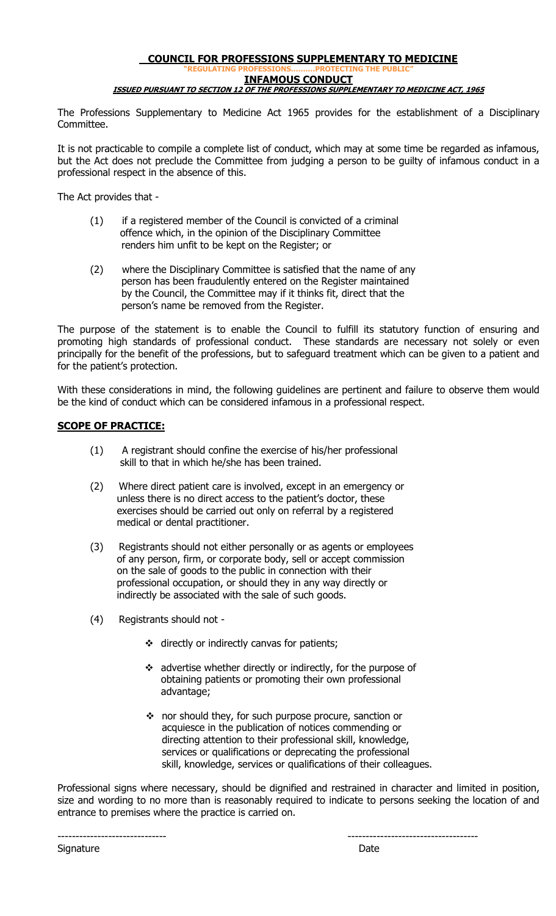# COUNCIL FOR PROFESSIONS SUPPLEMENTARY TO MEDICINE

**"REGULATING PROFESSIONS……...PROTECTING THE PUBLIC"**

## INFAMOUS CONDUCT

***ISSUED PURSUANT TO SECTION 12 OF THE PROFESSIONS SUPPLEMENTARY TO MEDICINE ACT, 1965***

The Professions Supplementary to Medicine Act 1965 provides for the establishment of a Disciplinary Committee.

It is not practicable to compile a complete list of conduct, which may at some time be regarded as infamous, but the Act does not preclude the Committee from judging a person to be guilty of infamous conduct in a professional respect in the absence of this.

The Act provides that -

(1) if a registered member of the Council is convicted of a criminal offence which, in the opinion of the Disciplinary Committee renders him unfit to be kept on the Register; or

(2) where the Disciplinary Committee is satisfied that the name of any person has been fraudulently entered on the Register maintained by the Council, the Committee may if it thinks fit, direct that the person's name be removed from the Register.

The purpose of the statement is to enable the Council to fulfill its statutory function of ensuring and promoting high standards of professional conduct. These standards are necessary not solely or even principally for the benefit of the professions, but to safeguard treatment which can be given to a patient and for the patient's protection.

With these considerations in mind, the following guidelines are pertinent and failure to observe them would be the kind of conduct which can be considered infamous in a professional respect.

**SCOPE OF PRACTICE:**

(1) A registrant should confine the exercise of his/her professional skill to that in which he/she has been trained.

(2) Where direct patient care is involved, except in an emergency or unless there is no direct access to the patient's doctor, these exercises should be carried out only on referral by a registered medical or dental practitioner.

(3) Registrants should not either personally or as agents or employees of any person, firm, or corporate body, sell or accept commission on the sale of goods to the public in connection with their professional occupation, or should they in any way directly or indirectly be associated with the sale of such goods.

(4) Registrants should not -

- directly or indirectly canvas for patients;
- advertise whether directly or indirectly, for the purpose of obtaining patients or promoting their own professional advantage;
- nor should they, for such purpose procure, sanction or acquiesce in the publication of notices commending or directing attention to their professional skill, knowledge, services or qualifications or deprecating the professional skill, knowledge, services or qualifications of their colleagues.

Professional signs where necessary, should be dignified and restrained in character and limited in position, size and wording to no more than is reasonably required to indicate to persons seeking the location of and entrance to premises where the practice is carried on.

------------------------------ ------------------------------------

Signature Date